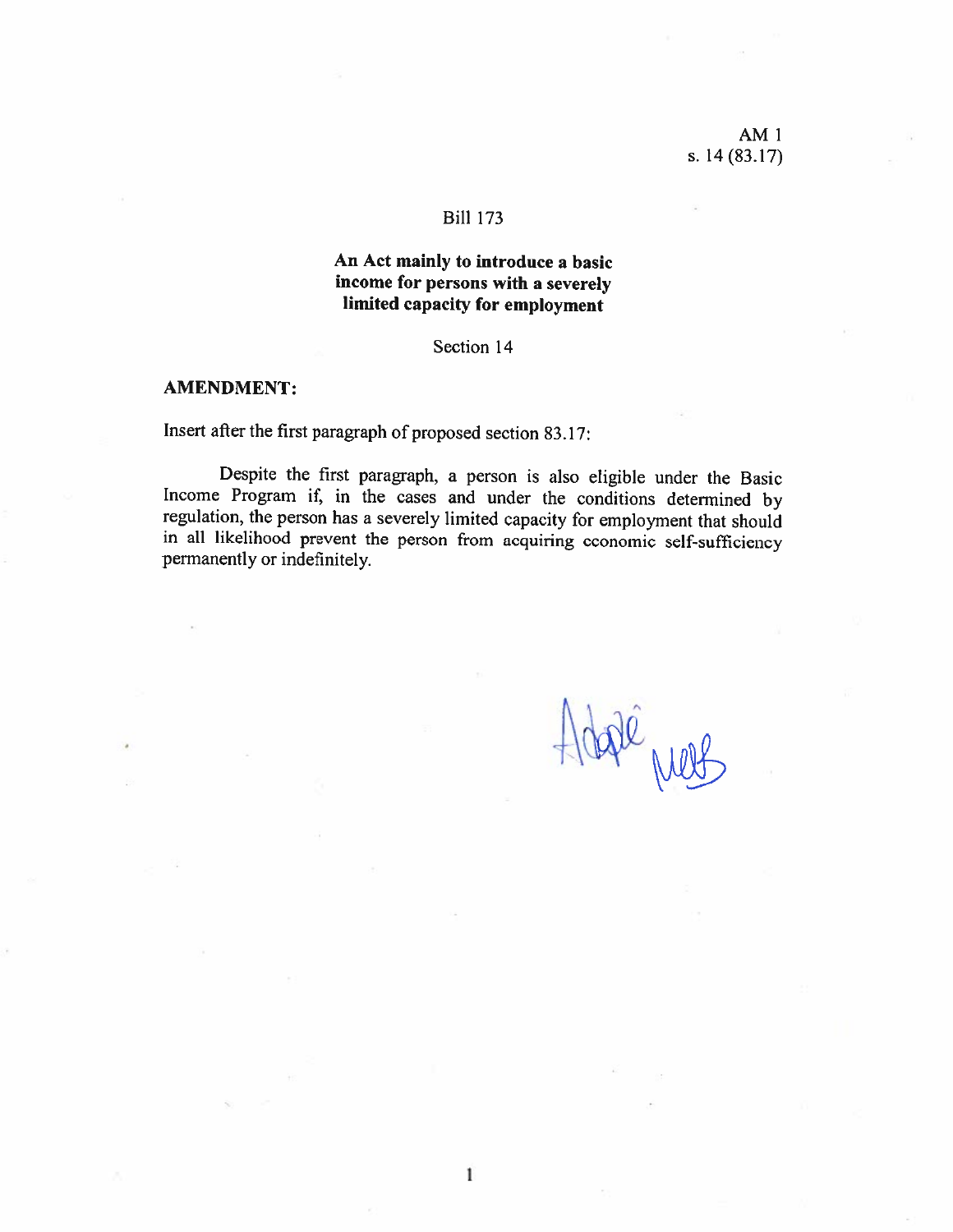AM 1
s. 14 (83.17)

Bill 173

**An Act mainly to introduce a basic income for persons with a severely limited capacity for employment**

Section 14

**AMENDMENT:**

Insert after the first paragraph of proposed section 83.17:

Despite the first paragraph, a person is also eligible under the Basic Income Program if, in the cases and under the conditions determined by regulation, the person has a severely limited capacity for employment that should in all likelihood prevent the person from acquiring economic self-sufficiency permanently or indefinitely.

Adopté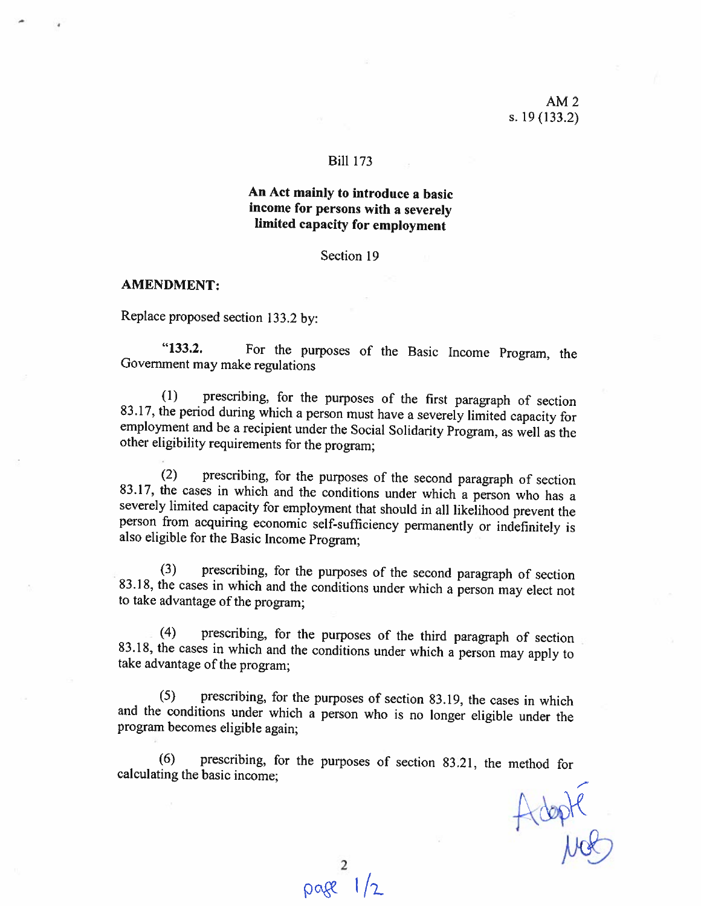AM 2
s. 19 (133.2)

Bill 173

**An Act mainly to introduce a basic income for persons with a severely limited capacity for employment**

Section 19

**AMENDMENT:**

Replace proposed section 133.2 by:

"**133.2.** For the purposes of the Basic Income Program, the Government may make regulations

(1) prescribing, for the purposes of the first paragraph of section 83.17, the period during which a person must have a severely limited capacity for employment and be a recipient under the Social Solidarity Program, as well as the other eligibility requirements for the program;

(2) prescribing, for the purposes of the second paragraph of section 83.17, the cases in which and the conditions under which a person who has a severely limited capacity for employment that should in all likelihood prevent the person from acquiring economic self-sufficiency permanently or indefinitely is also eligible for the Basic Income Program;

(3) prescribing, for the purposes of the second paragraph of section 83.18, the cases in which and the conditions under which a person may elect not to take advantage of the program;

(4) prescribing, for the purposes of the third paragraph of section 83.18, the cases in which and the conditions under which a person may apply to take advantage of the program;

(5) prescribing, for the purposes of section 83.19, the cases in which and the conditions under which a person who is no longer eligible under the program becomes eligible again;

(6) prescribing, for the purposes of section 83.21, the method for calculating the basic income;

Adopté
NOB

page 1/2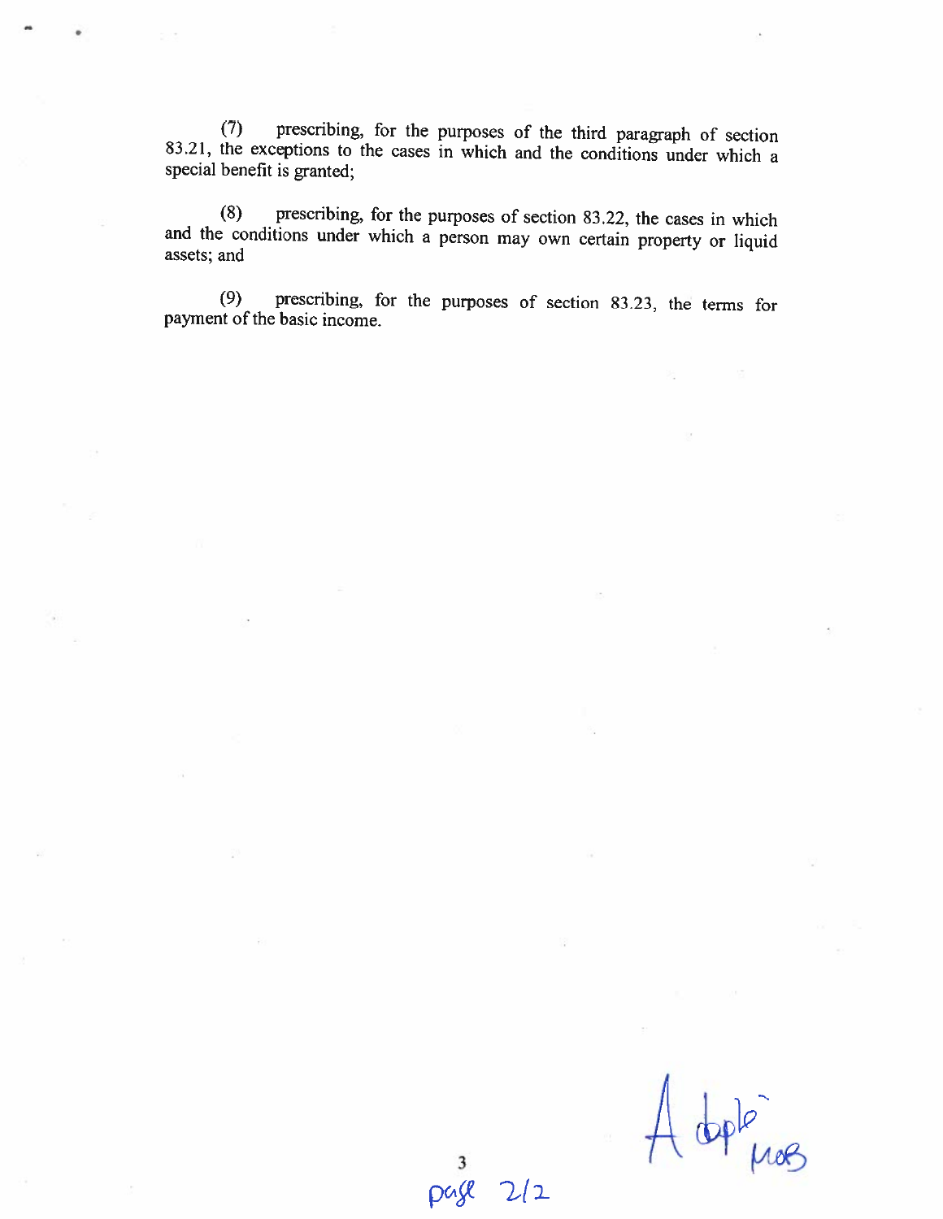(7) prescribing, for the purposes of the third paragraph of section 83.21, the exceptions to the cases in which and the conditions under which a special benefit is granted;

(8) prescribing, for the purposes of section 83.22, the cases in which and the conditions under which a person may own certain property or liquid assets; and

(9) prescribing, for the purposes of section 83.23, the terms for payment of the basic income.

Adopté MOB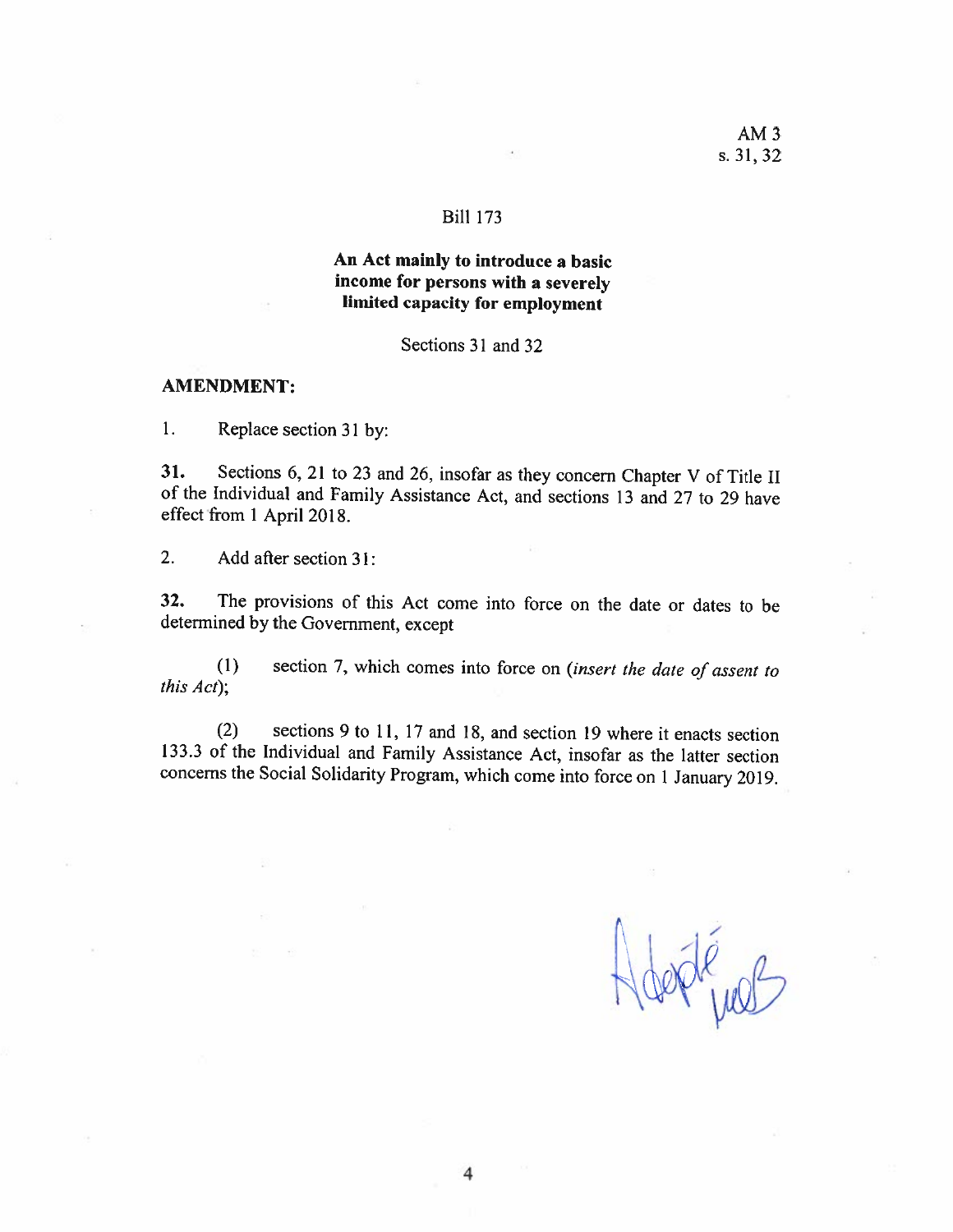AM 3
s. 31, 32

Bill 173

**An Act mainly to introduce a basic income for persons with a severely limited capacity for employment**

Sections 31 and 32

**AMENDMENT:**

1. Replace section 31 by:

**31.** Sections 6, 21 to 23 and 26, insofar as they concern Chapter V of Title II of the Individual and Family Assistance Act, and sections 13 and 27 to 29 have effect from 1 April 2018.

2. Add after section 31:

**32.** The provisions of this Act come into force on the date or dates to be determined by the Government, except

(1) section 7, which comes into force on (*insert the date of assent to this Act*);

(2) sections 9 to 11, 17 and 18, and section 19 where it enacts section 133.3 of the Individual and Family Assistance Act, insofar as the latter section concerns the Social Solidarity Program, which come into force on 1 January 2019.

Adopté